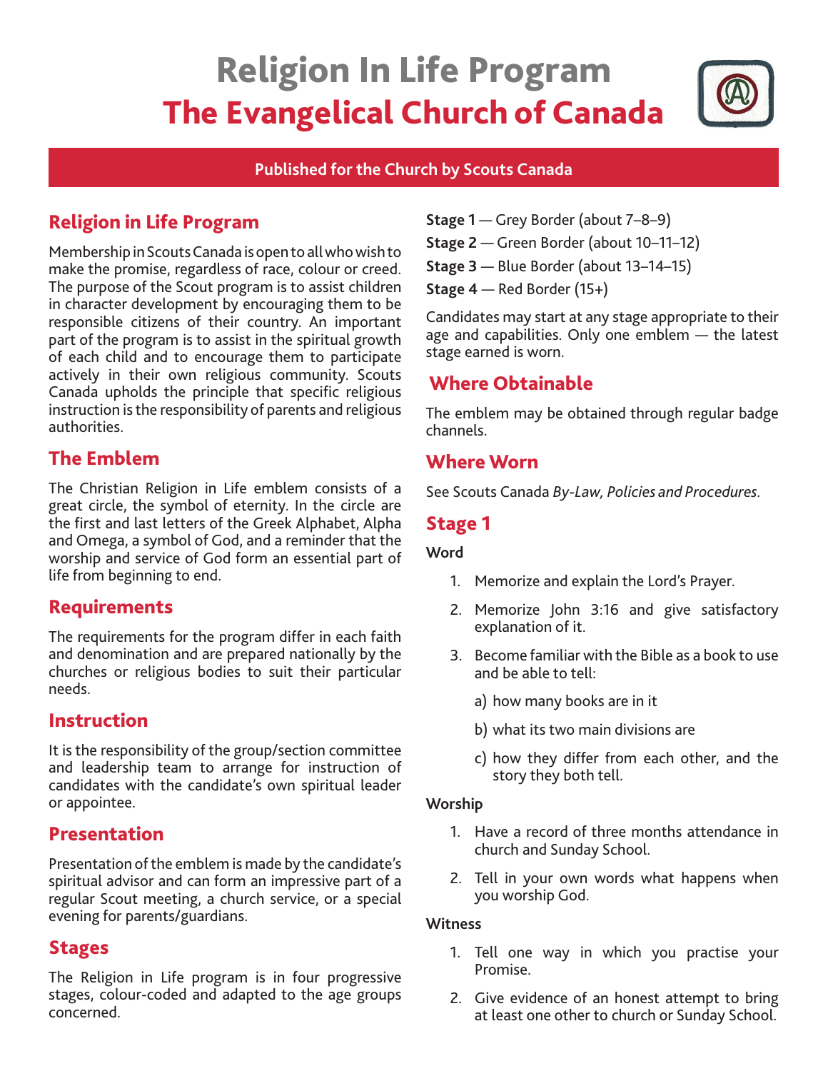# Religion In Life Program

# The Evangelical Church of Canada

**Published for the Church by Scouts Canada**

## Religion in Life Program

Membership in Scouts Canada is open to all who wish to make the promise, regardless of race, colour or creed. The purpose of the Scout program is to assist children in character development by encouraging them to be responsible citizens of their country. An important part of the program is to assist in the spiritual growth of each child and to encourage them to participate actively in their own religious community. Scouts Canada upholds the principle that specific religious instruction is the responsibility of parents and religious authorities.

## The Emblem

The Christian Religion in Life emblem consists of a great circle, the symbol of eternity. In the circle are the first and last letters of the Greek Alphabet, Alpha and Omega, a symbol of God, and a reminder that the worship and service of God form an essential part of life from beginning to end.

## Requirements

The requirements for the program differ in each faith and denomination and are prepared nationally by the churches or religious bodies to suit their particular needs.

## Instruction

It is the responsibility of the group/section committee and leadership team to arrange for instruction of candidates with the candidate's own spiritual leader or appointee.

## Presentation

Presentation of the emblem is made by the candidate's spiritual advisor and can form an impressive part of a regular Scout meeting, a church service, or a special evening for parents/guardians.

## Stages

The Religion in Life program is in four progressive stages, colour-coded and adapted to the age groups concerned.

**Stage 1** — Grey Border (about 7–8–9)

**Stage 2** — Green Border (about 10–11–12)

**Stage 3** — Blue Border (about 13–14–15)

**Stage 4** — Red Border (15+)

Candidates may start at any stage appropriate to their age and capabilities. Only one emblem — the latest stage earned is worn.

## Where Obtainable

The emblem may be obtained through regular badge channels.

## Where Worn

See Scouts Canada *By-Law, Policies and Procedures*.

## Stage 1

**Word**

1. Memorize and explain the Lord's Prayer.
2. Memorize John 3:16 and give satisfactory explanation of it.
3. Become familiar with the Bible as a book to use and be able to tell:
   a) how many books are in it
   b) what its two main divisions are
   c) how they differ from each other, and the story they both tell.

**Worship**

1. Have a record of three months attendance in church and Sunday School.
2. Tell in your own words what happens when you worship God.

**Witness**

1. Tell one way in which you practise your Promise.
2. Give evidence of an honest attempt to bring at least one other to church or Sunday School.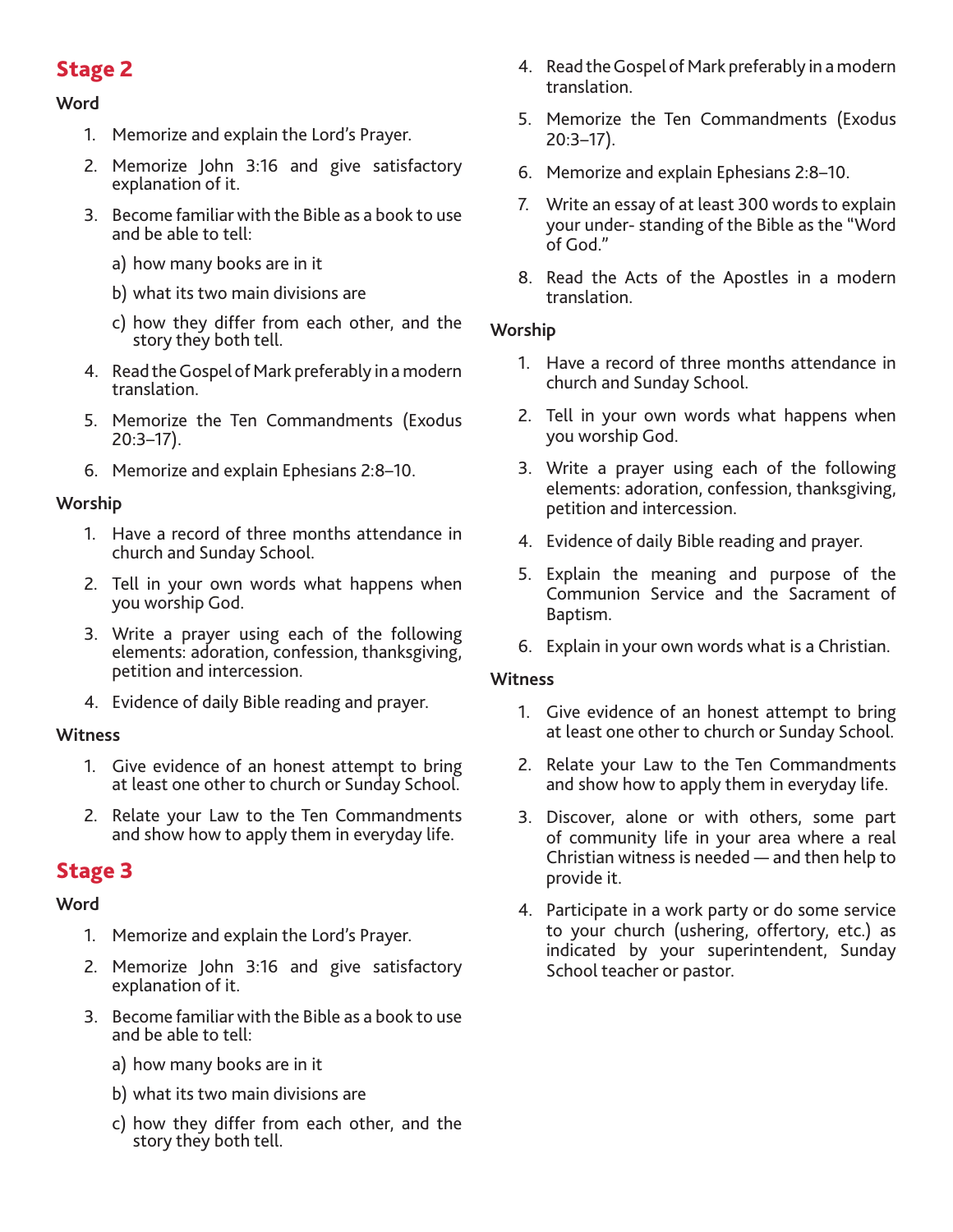## Stage 2

### Word

1. Memorize and explain the Lord's Prayer.
2. Memorize John 3:16 and give satisfactory explanation of it.
3. Become familiar with the Bible as a book to use and be able to tell:
   a) how many books are in it
   b) what its two main divisions are
   c) how they differ from each other, and the story they both tell.
4. Read the Gospel of Mark preferably in a modern translation.
5. Memorize the Ten Commandments (Exodus 20:3–17).
6. Memorize and explain Ephesians 2:8–10.

### Worship

1. Have a record of three months attendance in church and Sunday School.
2. Tell in your own words what happens when you worship God.
3. Write a prayer using each of the following elements: adoration, confession, thanksgiving, petition and intercession.
4. Evidence of daily Bible reading and prayer.

### Witness

1. Give evidence of an honest attempt to bring at least one other to church or Sunday School.
2. Relate your Law to the Ten Commandments and show how to apply them in everyday life.

## Stage 3

### Word

1. Memorize and explain the Lord's Prayer.
2. Memorize John 3:16 and give satisfactory explanation of it.
3. Become familiar with the Bible as a book to use and be able to tell:
   a) how many books are in it
   b) what its two main divisions are
   c) how they differ from each other, and the story they both tell.
4. Read the Gospel of Mark preferably in a modern translation.
5. Memorize the Ten Commandments (Exodus 20:3–17).
6. Memorize and explain Ephesians 2:8–10.
7. Write an essay of at least 300 words to explain your under- standing of the Bible as the "Word of God."
8. Read the Acts of the Apostles in a modern translation.

### Worship

1. Have a record of three months attendance in church and Sunday School.
2. Tell in your own words what happens when you worship God.
3. Write a prayer using each of the following elements: adoration, confession, thanksgiving, petition and intercession.
4. Evidence of daily Bible reading and prayer.
5. Explain the meaning and purpose of the Communion Service and the Sacrament of Baptism.
6. Explain in your own words what is a Christian.

### Witness

1. Give evidence of an honest attempt to bring at least one other to church or Sunday School.
2. Relate your Law to the Ten Commandments and show how to apply them in everyday life.
3. Discover, alone or with others, some part of community life in your area where a real Christian witness is needed — and then help to provide it.
4. Participate in a work party or do some service to your church (ushering, offertory, etc.) as indicated by your superintendent, Sunday School teacher or pastor.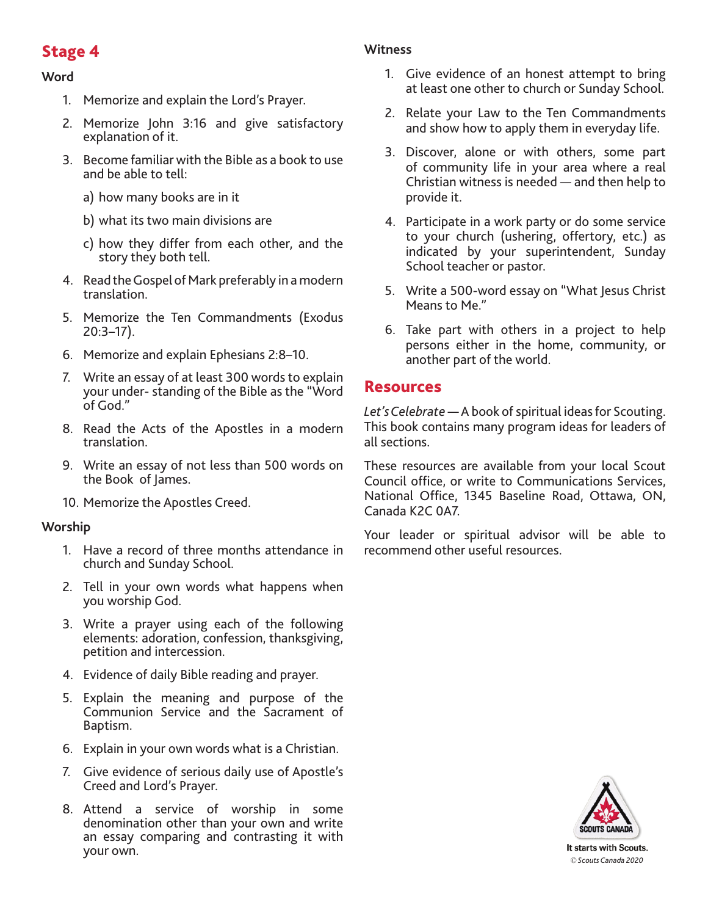## Stage 4

### Word

1. Memorize and explain the Lord's Prayer.
2. Memorize John 3:16 and give satisfactory explanation of it.
3. Become familiar with the Bible as a book to use and be able to tell:
   a) how many books are in it
   b) what its two main divisions are
   c) how they differ from each other, and the story they both tell.
4. Read the Gospel of Mark preferably in a modern translation.
5. Memorize the Ten Commandments (Exodus 20:3–17).
6. Memorize and explain Ephesians 2:8–10.
7. Write an essay of at least 300 words to explain your under- standing of the Bible as the "Word of God."
8. Read the Acts of the Apostles in a modern translation.
9. Write an essay of not less than 500 words on the Book of James.
10. Memorize the Apostles Creed.

### Worship

1. Have a record of three months attendance in church and Sunday School.
2. Tell in your own words what happens when you worship God.
3. Write a prayer using each of the following elements: adoration, confession, thanksgiving, petition and intercession.
4. Evidence of daily Bible reading and prayer.
5. Explain the meaning and purpose of the Communion Service and the Sacrament of Baptism.
6. Explain in your own words what is a Christian.
7. Give evidence of serious daily use of Apostle's Creed and Lord's Prayer.
8. Attend a service of worship in some denomination other than your own and write an essay comparing and contrasting it with your own.

### Witness

1. Give evidence of an honest attempt to bring at least one other to church or Sunday School.
2. Relate your Law to the Ten Commandments and show how to apply them in everyday life.
3. Discover, alone or with others, some part of community life in your area where a real Christian witness is needed — and then help to provide it.
4. Participate in a work party or do some service to your church (ushering, offertory, etc.) as indicated by your superintendent, Sunday School teacher or pastor.
5. Write a 500-word essay on "What Jesus Christ Means to Me."
6. Take part with others in a project to help persons either in the home, community, or another part of the world.

## Resources

*Let's Celebrate* — A book of spiritual ideas for Scouting. This book contains many program ideas for leaders of all sections.

These resources are available from your local Scout Council office, or write to Communications Services, National Office, 1345 Baseline Road, Ottawa, ON, Canada K2C 0A7.

Your leader or spiritual advisor will be able to recommend other useful resources.

SCOUTS CANADA

It starts with Scouts.

*© Scouts Canada 2020*